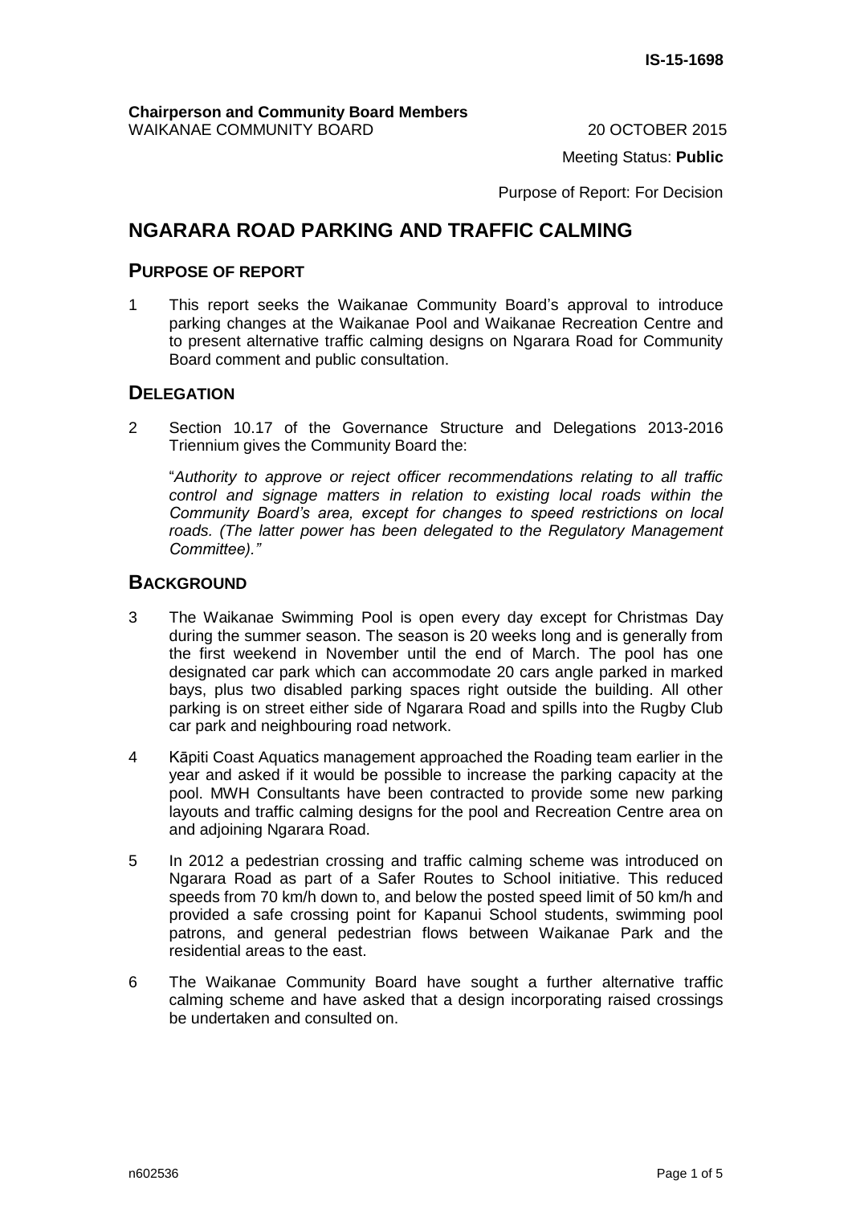IS-15-1698

**Chairperson and Community Board Members**
WAIKANAE COMMUNITY BOARD

20 OCTOBER 2015

Meeting Status: **Public**

Purpose of Report: For Decision

# NGARARA ROAD PARKING AND TRAFFIC CALMING

## PURPOSE OF REPORT

1. This report seeks the Waikanae Community Board's approval to introduce parking changes at the Waikanae Pool and Waikanae Recreation Centre and to present alternative traffic calming designs on Ngarara Road for Community Board comment and public consultation.

## DELEGATION

2. Section 10.17 of the Governance Structure and Delegations 2013-2016 Triennium gives the Community Board the:

   "*Authority to approve or reject officer recommendations relating to all traffic control and signage matters in relation to existing local roads within the Community Board's area, except for changes to speed restrictions on local roads. (The latter power has been delegated to the Regulatory Management Committee).*"

## BACKGROUND

3. The Waikanae Swimming Pool is open every day except for Christmas Day during the summer season. The season is 20 weeks long and is generally from the first weekend in November until the end of March. The pool has one designated car park which can accommodate 20 cars angle parked in marked bays, plus two disabled parking spaces right outside the building. All other parking is on street either side of Ngarara Road and spills into the Rugby Club car park and neighbouring road network.

4. Kāpiti Coast Aquatics management approached the Roading team earlier in the year and asked if it would be possible to increase the parking capacity at the pool. MWH Consultants have been contracted to provide some new parking layouts and traffic calming designs for the pool and Recreation Centre area on and adjoining Ngarara Road.

5. In 2012 a pedestrian crossing and traffic calming scheme was introduced on Ngarara Road as part of a Safer Routes to School initiative. This reduced speeds from 70 km/h down to, and below the posted speed limit of 50 km/h and provided a safe crossing point for Kapanui School students, swimming pool patrons, and general pedestrian flows between Waikanae Park and the residential areas to the east.

6. The Waikanae Community Board have sought a further alternative traffic calming scheme and have asked that a design incorporating raised crossings be undertaken and consulted on.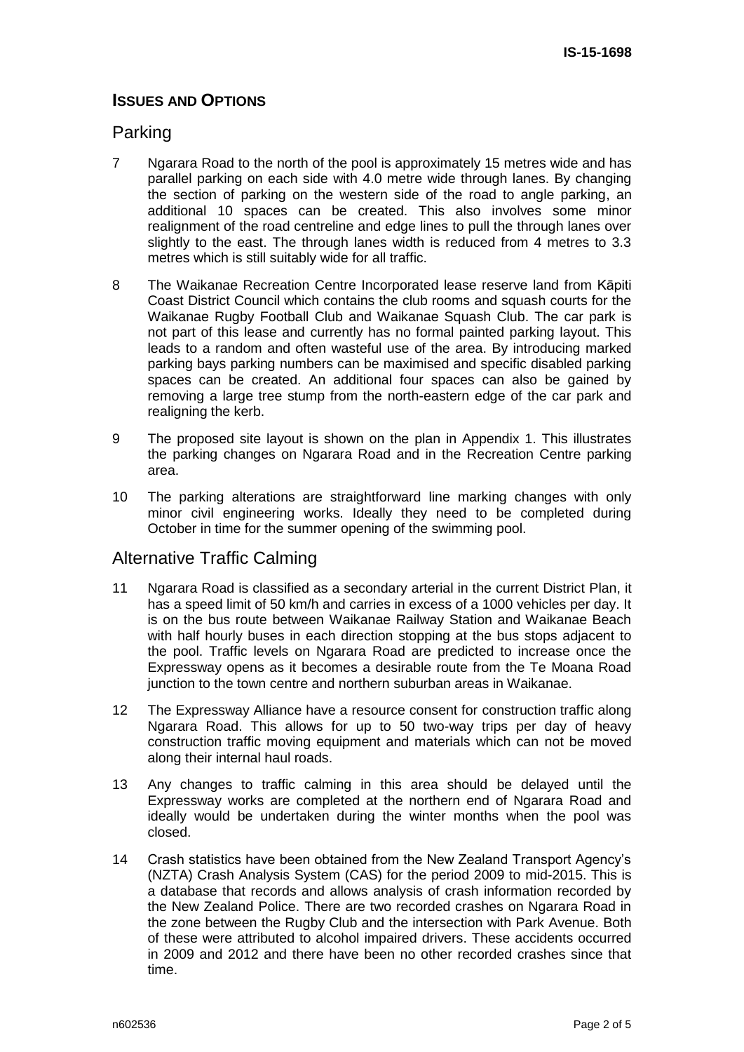## ISSUES AND OPTIONS

### Parking

7 Ngarara Road to the north of the pool is approximately 15 metres wide and has parallel parking on each side with 4.0 metre wide through lanes. By changing the section of parking on the western side of the road to angle parking, an additional 10 spaces can be created. This also involves some minor realignment of the road centreline and edge lines to pull the through lanes over slightly to the east. The through lanes width is reduced from 4 metres to 3.3 metres which is still suitably wide for all traffic.

8 The Waikanae Recreation Centre Incorporated lease reserve land from Kāpiti Coast District Council which contains the club rooms and squash courts for the Waikanae Rugby Football Club and Waikanae Squash Club. The car park is not part of this lease and currently has no formal painted parking layout. This leads to a random and often wasteful use of the area. By introducing marked parking bays parking numbers can be maximised and specific disabled parking spaces can be created. An additional four spaces can also be gained by removing a large tree stump from the north-eastern edge of the car park and realigning the kerb.

9 The proposed site layout is shown on the plan in Appendix 1. This illustrates the parking changes on Ngarara Road and in the Recreation Centre parking area.

10 The parking alterations are straightforward line marking changes with only minor civil engineering works. Ideally they need to be completed during October in time for the summer opening of the swimming pool.

### Alternative Traffic Calming

11 Ngarara Road is classified as a secondary arterial in the current District Plan, it has a speed limit of 50 km/h and carries in excess of a 1000 vehicles per day. It is on the bus route between Waikanae Railway Station and Waikanae Beach with half hourly buses in each direction stopping at the bus stops adjacent to the pool. Traffic levels on Ngarara Road are predicted to increase once the Expressway opens as it becomes a desirable route from the Te Moana Road junction to the town centre and northern suburban areas in Waikanae.

12 The Expressway Alliance have a resource consent for construction traffic along Ngarara Road. This allows for up to 50 two-way trips per day of heavy construction traffic moving equipment and materials which can not be moved along their internal haul roads.

13 Any changes to traffic calming in this area should be delayed until the Expressway works are completed at the northern end of Ngarara Road and ideally would be undertaken during the winter months when the pool was closed.

14 Crash statistics have been obtained from the New Zealand Transport Agency's (NZTA) Crash Analysis System (CAS) for the period 2009 to mid-2015. This is a database that records and allows analysis of crash information recorded by the New Zealand Police. There are two recorded crashes on Ngarara Road in the zone between the Rugby Club and the intersection with Park Avenue. Both of these were attributed to alcohol impaired drivers. These accidents occurred in 2009 and 2012 and there have been no other recorded crashes since that time.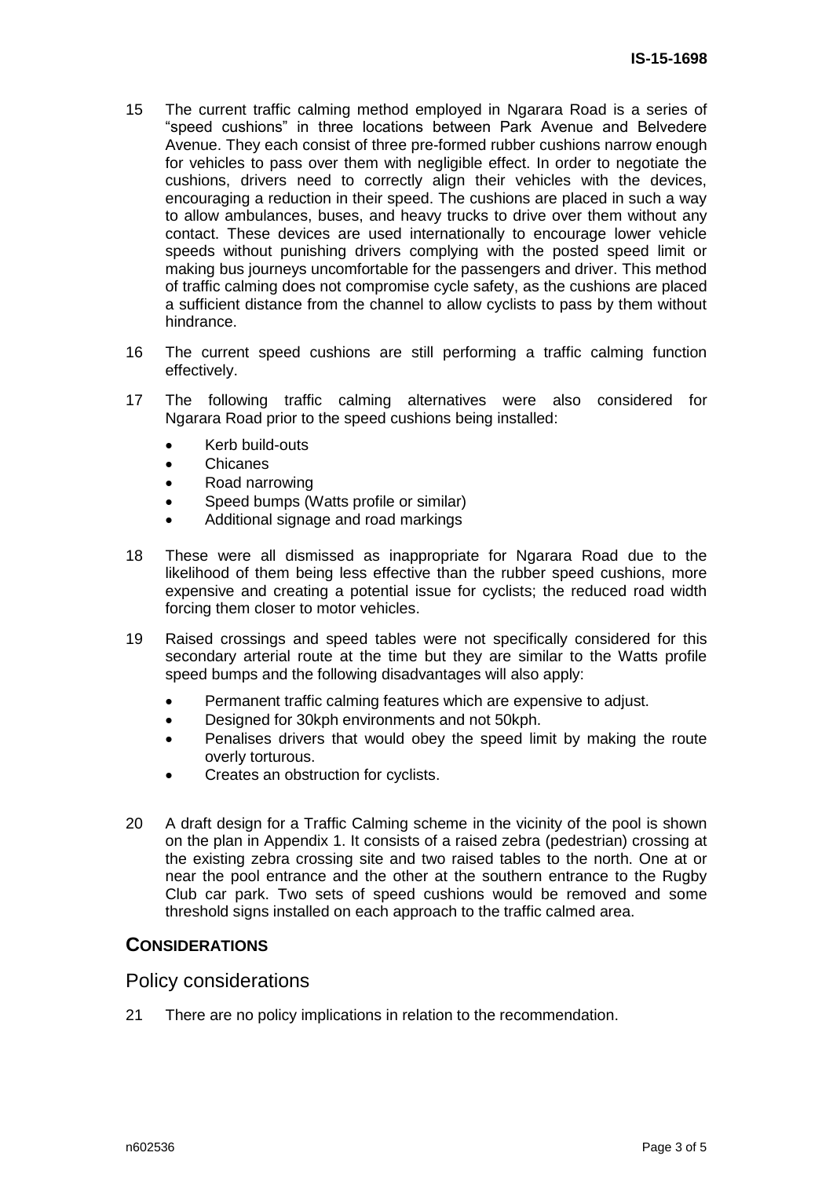15 The current traffic calming method employed in Ngarara Road is a series of "speed cushions" in three locations between Park Avenue and Belvedere Avenue. They each consist of three pre-formed rubber cushions narrow enough for vehicles to pass over them with negligible effect. In order to negotiate the cushions, drivers need to correctly align their vehicles with the devices, encouraging a reduction in their speed. The cushions are placed in such a way to allow ambulances, buses, and heavy trucks to drive over them without any contact. These devices are used internationally to encourage lower vehicle speeds without punishing drivers complying with the posted speed limit or making bus journeys uncomfortable for the passengers and driver. This method of traffic calming does not compromise cycle safety, as the cushions are placed a sufficient distance from the channel to allow cyclists to pass by them without hindrance.

16 The current speed cushions are still performing a traffic calming function effectively.

17 The following traffic calming alternatives were also considered for Ngarara Road prior to the speed cushions being installed:

- Kerb build-outs
- Chicanes
- Road narrowing
- Speed bumps (Watts profile or similar)
- Additional signage and road markings

18 These were all dismissed as inappropriate for Ngarara Road due to the likelihood of them being less effective than the rubber speed cushions, more expensive and creating a potential issue for cyclists; the reduced road width forcing them closer to motor vehicles.

19 Raised crossings and speed tables were not specifically considered for this secondary arterial route at the time but they are similar to the Watts profile speed bumps and the following disadvantages will also apply:

- Permanent traffic calming features which are expensive to adjust.
- Designed for 30kph environments and not 50kph.
- Penalises drivers that would obey the speed limit by making the route overly torturous.
- Creates an obstruction for cyclists.

20 A draft design for a Traffic Calming scheme in the vicinity of the pool is shown on the plan in Appendix 1. It consists of a raised zebra (pedestrian) crossing at the existing zebra crossing site and two raised tables to the north. One at or near the pool entrance and the other at the southern entrance to the Rugby Club car park. Two sets of speed cushions would be removed and some threshold signs installed on each approach to the traffic calmed area.

## CONSIDERATIONS

### Policy considerations

21 There are no policy implications in relation to the recommendation.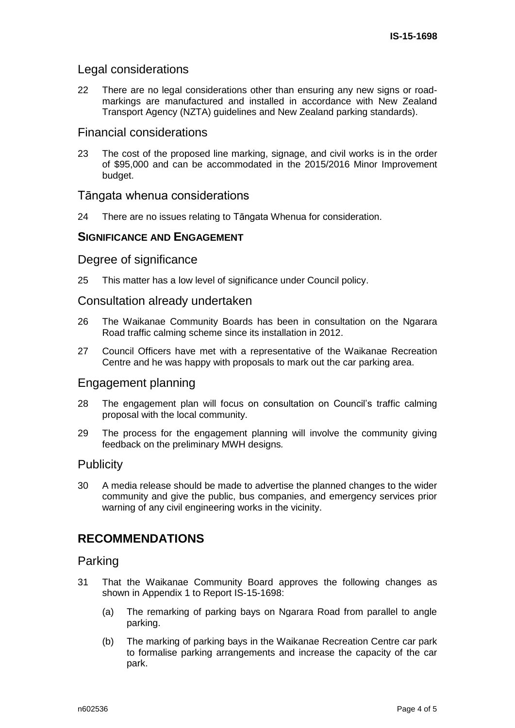## Legal considerations

22 There are no legal considerations other than ensuring any new signs or road-markings are manufactured and installed in accordance with New Zealand Transport Agency (NZTA) guidelines and New Zealand parking standards).

## Financial considerations

23 The cost of the proposed line marking, signage, and civil works is in the order of $95,000 and can be accommodated in the 2015/2016 Minor Improvement budget.

## Tāngata whenua considerations

24 There are no issues relating to Tāngata Whenua for consideration.

### SIGNIFICANCE AND ENGAGEMENT

## Degree of significance

25 This matter has a low level of significance under Council policy.

## Consultation already undertaken

26 The Waikanae Community Boards has been in consultation on the Ngarara Road traffic calming scheme since its installation in 2012.

27 Council Officers have met with a representative of the Waikanae Recreation Centre and he was happy with proposals to mark out the car parking area.

## Engagement planning

28 The engagement plan will focus on consultation on Council's traffic calming proposal with the local community.

29 The process for the engagement planning will involve the community giving feedback on the preliminary MWH designs.

## Publicity

30 A media release should be made to advertise the planned changes to the wider community and give the public, bus companies, and emergency services prior warning of any civil engineering works in the vicinity.

# RECOMMENDATIONS

## Parking

31 That the Waikanae Community Board approves the following changes as shown in Appendix 1 to Report IS-15-1698:

(a) The remarking of parking bays on Ngarara Road from parallel to angle parking.

(b) The marking of parking bays in the Waikanae Recreation Centre car park to formalise parking arrangements and increase the capacity of the car park.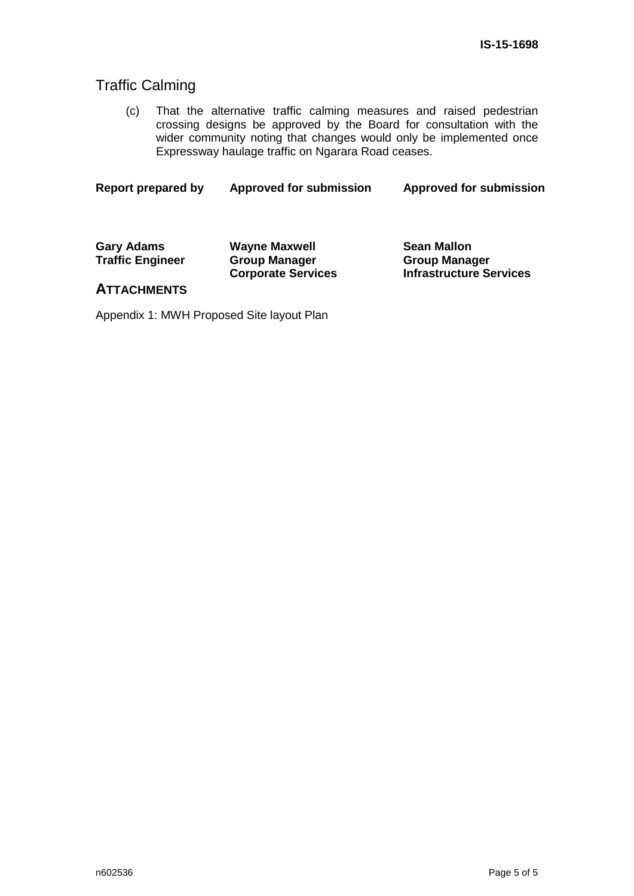## Traffic Calming

(c) That the alternative traffic calming measures and raised pedestrian crossing designs be approved by the Board for consultation with the wider community noting that changes would only be implemented once Expressway haulage traffic on Ngarara Road ceases.

| Report prepared by | Approved for submission | Approved for submission |
|---|---|---|
| **Gary Adams**<br>**Traffic Engineer** | **Wayne Maxwell**<br>**Group Manager**<br>**Corporate Services** | **Sean Mallon**<br>**Group Manager**<br>**Infrastructure Services** |

## ATTACHMENTS

Appendix 1: MWH Proposed Site layout Plan